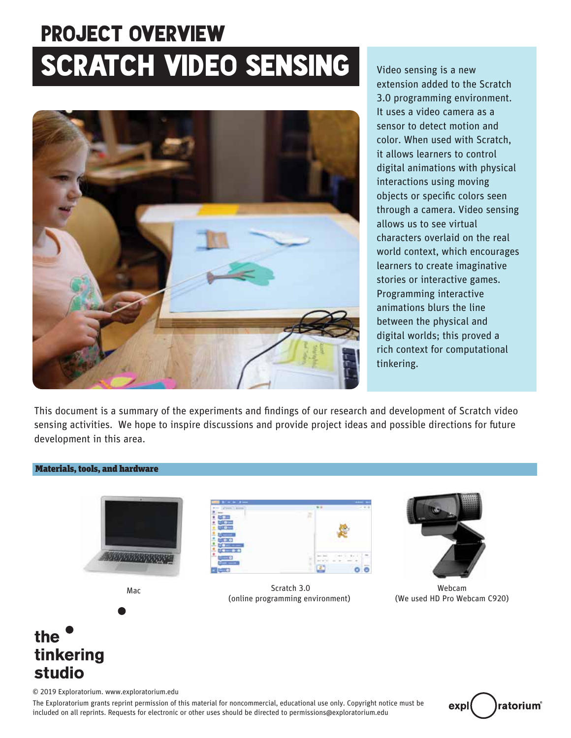# PROJECT OVERVIEW

# SCRATCH VIDEO SENSING

Video sensing is a new extension added to the Scratch 3.0 programming environment. It uses a video camera as a sensor to detect motion and color. When used with Scratch, it allows learners to control digital animations with physical interactions using moving objects or specific colors seen through a camera. Video sensing allows us to see virtual characters overlaid on the real world context, which encourages learners to create imaginative stories or interactive games. Programming interactive animations blurs the line between the physical and digital worlds; this proved a rich context for computational tinkering.

This document is a summary of the experiments and findings of our research and development of Scratch video sensing activities. We hope to inspire discussions and provide project ideas and possible directions for future development in this area.

## Materials, tools, and hardware

Mac

Scratch 3.0
(online programming environment)

Webcam
(We used HD Pro Webcam C920)

the tinkering studio

© 2019 Exploratorium. www.exploratorium.edu

The Exploratorium grants reprint permission of this material for noncommercial, educational use only. Copyright notice must be included on all reprints. Requests for electronic or other uses should be directed to permissions@exploratorium.edu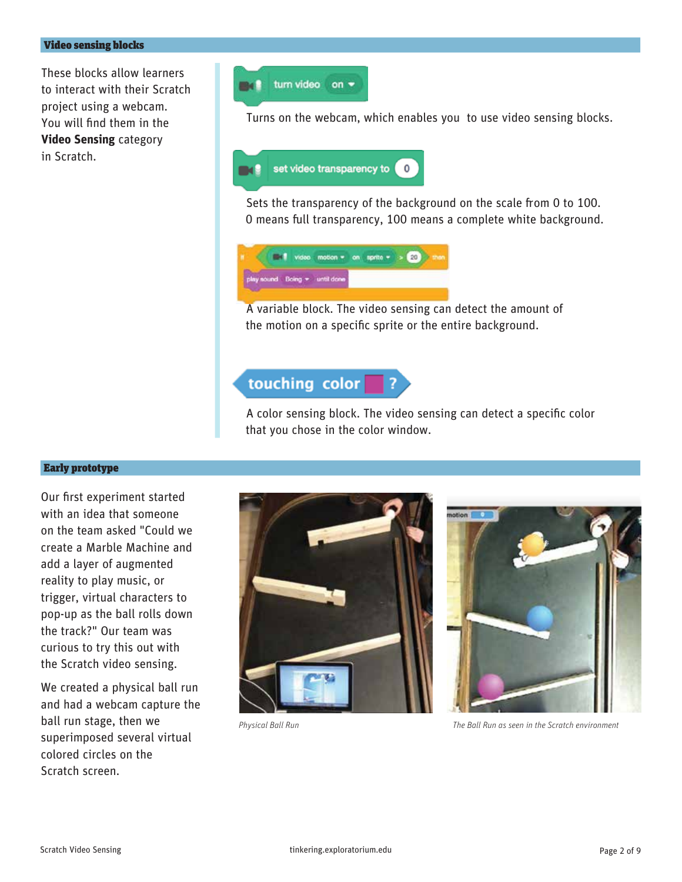## Video sensing blocks

These blocks allow learners to interact with their Scratch project using a webcam. You will find them in the **Video Sensing** category in Scratch.

turn video on

Turns on the webcam, which enables you to use video sensing blocks.

set video transparency to 0

Sets the transparency of the background on the scale from 0 to 100. 0 means full transparency, 100 means a complete white background.

A variable block. The video sensing can detect the amount of the motion on a specific sprite or the entire background.

touching color ?

A color sensing block. The video sensing can detect a specific color that you chose in the color window.

## Early prototype

Our first experiment started with an idea that someone on the team asked "Could we create a Marble Machine and add a layer of augmented reality to play music, or trigger, virtual characters to pop-up as the ball rolls down the track?" Our team was curious to try this out with the Scratch video sensing.

We created a physical ball run and had a webcam capture the ball run stage, then we superimposed several virtual colored circles on the Scratch screen.

*Physical Ball Run*

*The Ball Run as seen in the Scratch environment*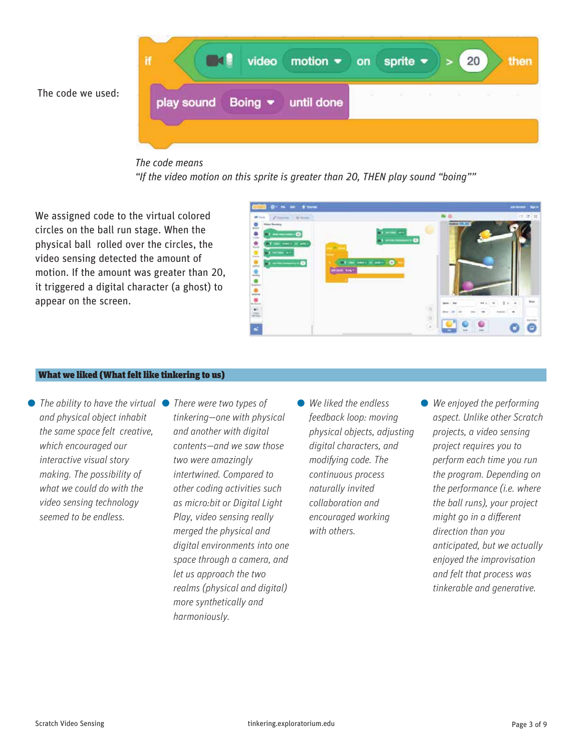The code we used:

```
if video motion on sprite > 20 then
    play sound Boing until done
```

*The code means*
*"If the video motion on this sprite is greater than 20, THEN play sound "boing""*

We assigned code to the virtual colored circles on the ball run stage. When the physical ball rolled over the circles, the video sensing detected the amount of motion. If the amount was greater than 20, it triggered a digital character (a ghost) to appear on the screen.

## What we liked (What felt like tinkering to us)

- *The ability to have the virtual and physical object inhabit the same space felt creative, which encouraged our interactive visual story making. The possibility of what we could do with the video sensing technology seemed to be endless.*
- *There were two types of tinkering—one with physical and another with digital contents—and we saw those two were amazingly intertwined. Compared to other coding activities such as micro:bit or Digital Light Play, video sensing really merged the physical and digital environments into one space through a camera, and let us approach the two realms (physical and digital) more synthetically and harmoniously.*
- *We liked the endless feedback loop: moving physical objects, adjusting digital characters, and modifying code. The continuous process naturally invited collaboration and encouraged working with others.*
- *We enjoyed the performing aspect. Unlike other Scratch projects, a video sensing project requires you to perform each time you run the program. Depending on the performance (i.e. where the ball runs), your project might go in a different direction than you anticipated, but we actually enjoyed the improvisation and felt that process was tinkerable and generative.*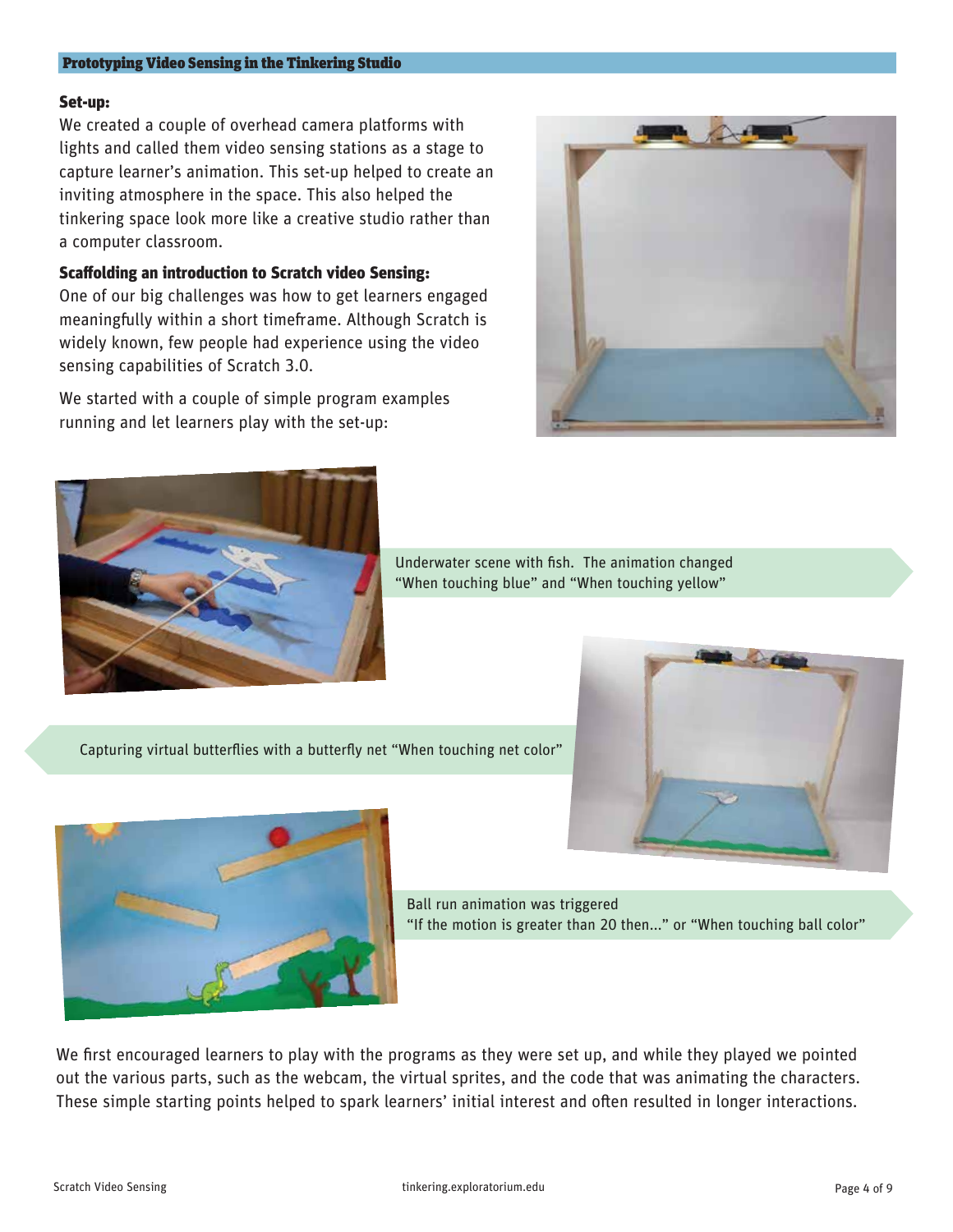## Prototyping Video Sensing in the Tinkering Studio

### Set-up:

We created a couple of overhead camera platforms with lights and called them video sensing stations as a stage to capture learner's animation. This set-up helped to create an inviting atmosphere in the space. This also helped the tinkering space look more like a creative studio rather than a computer classroom.

### Scaffolding an introduction to Scratch video Sensing:

One of our big challenges was how to get learners engaged meaningfully within a short timeframe. Although Scratch is widely known, few people had experience using the video sensing capabilities of Scratch 3.0.

We started with a couple of simple program examples running and let learners play with the set-up:

Underwater scene with fish. The animation changed "When touching blue" and "When touching yellow"

Capturing virtual butterflies with a butterfly net "When touching net color"

Ball run animation was triggered "If the motion is greater than 20 then..." or "When touching ball color"

We first encouraged learners to play with the programs as they were set up, and while they played we pointed out the various parts, such as the webcam, the virtual sprites, and the code that was animating the characters. These simple starting points helped to spark learners' initial interest and often resulted in longer interactions.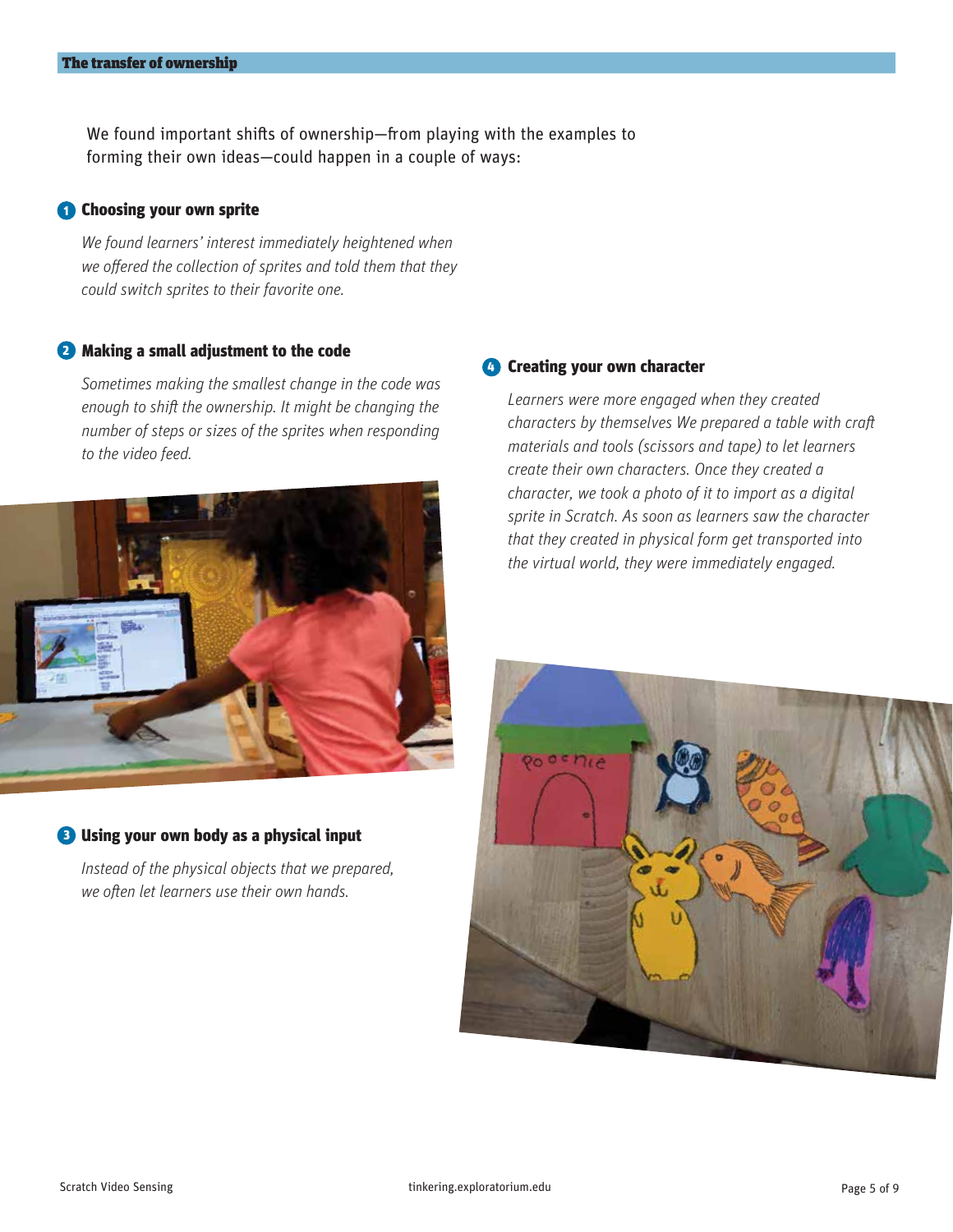## The transfer of ownership

We found important shifts of ownership—from playing with the examples to forming their own ideas—could happen in a couple of ways:

### 1 Choosing your own sprite

*We found learners' interest immediately heightened when we offered the collection of sprites and told them that they could switch sprites to their favorite one.*

### 2 Making a small adjustment to the code

*Sometimes making the smallest change in the code was enough to shift the ownership. It might be changing the number of steps or sizes of the sprites when responding to the video feed.*

### 3 Using your own body as a physical input

*Instead of the physical objects that we prepared, we often let learners use their own hands.*

### 4 Creating your own character

*Learners were more engaged when they created characters by themselves We prepared a table with craft materials and tools (scissors and tape) to let learners create their own characters. Once they created a character, we took a photo of it to import as a digital sprite in Scratch. As soon as learners saw the character that they created in physical form get transported into the virtual world, they were immediately engaged.*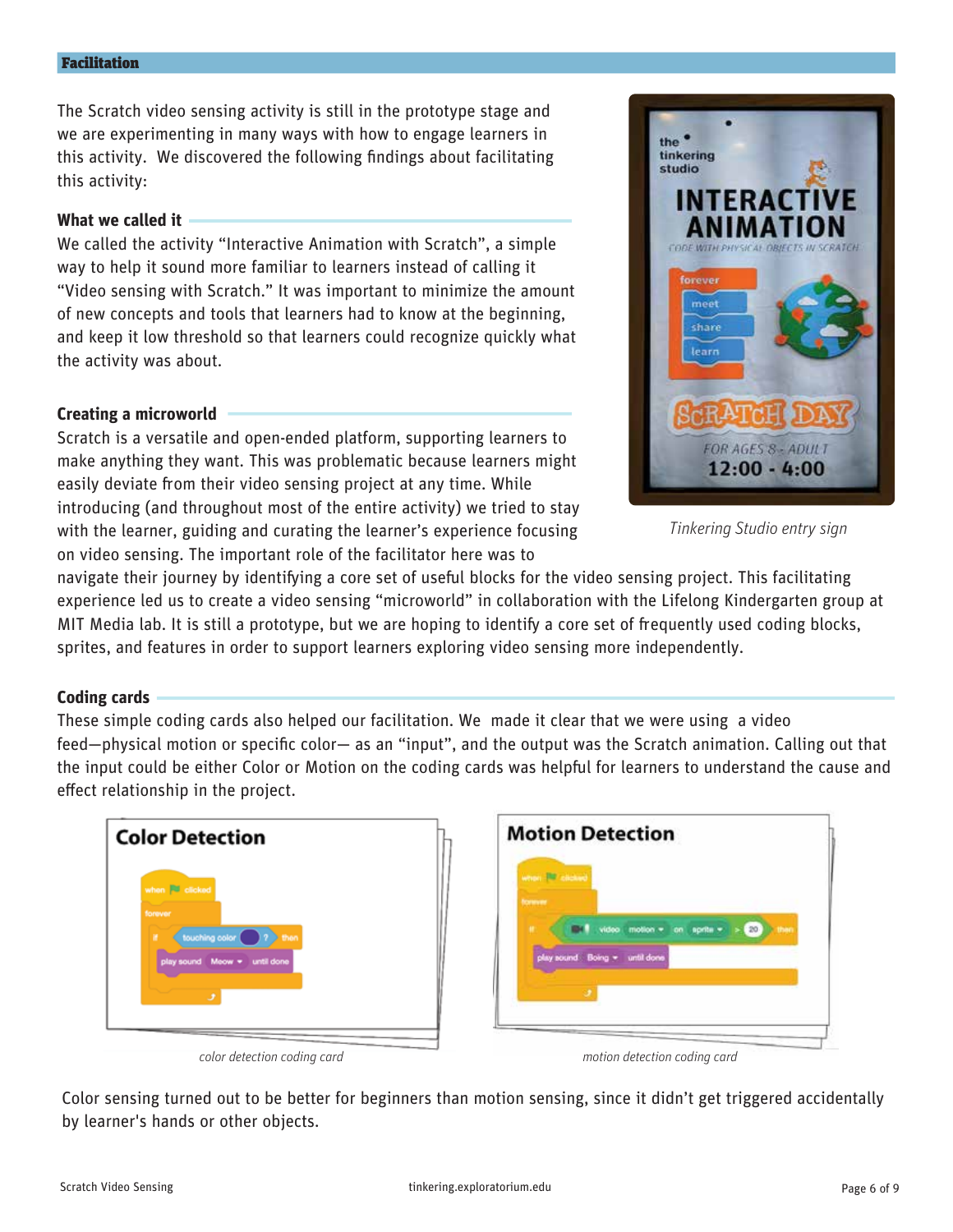## Facilitation

The Scratch video sensing activity is still in the prototype stage and we are experimenting in many ways with how to engage learners in this activity. We discovered the following findings about facilitating this activity:

### What we called it

We called the activity "Interactive Animation with Scratch", a simple way to help it sound more familiar to learners instead of calling it "Video sensing with Scratch." It was important to minimize the amount of new concepts and tools that learners had to know at the beginning, and keep it low threshold so that learners could recognize quickly what the activity was about.

*Tinkering Studio entry sign*

### Creating a microworld

Scratch is a versatile and open-ended platform, supporting learners to make anything they want. This was problematic because learners might easily deviate from their video sensing project at any time. While introducing (and throughout most of the entire activity) we tried to stay with the learner, guiding and curating the learner's experience focusing on video sensing. The important role of the facilitator here was to navigate their journey by identifying a core set of useful blocks for the video sensing project. This facilitating experience led us to create a video sensing "microworld" in collaboration with the Lifelong Kindergarten group at MIT Media lab. It is still a prototype, but we are hoping to identify a core set of frequently used coding blocks, sprites, and features in order to support learners exploring video sensing more independently.

### Coding cards

These simple coding cards also helped our facilitation. We made it clear that we were using a video feed—physical motion or specific color— as an "input", and the output was the Scratch animation. Calling out that the input could be either Color or Motion on the coding cards was helpful for learners to understand the cause and effect relationship in the project.

*color detection coding card*

*motion detection coding card*

Color sensing turned out to be better for beginners than motion sensing, since it didn't get triggered accidentally by learner's hands or other objects.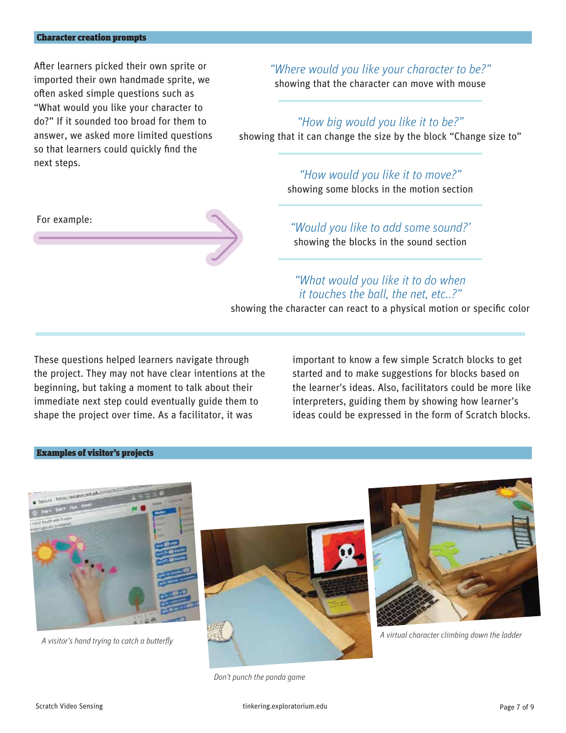## Character creation prompts

After learners picked their own sprite or imported their own handmade sprite, we often asked simple questions such as "What would you like your character to do?" If it sounded too broad for them to answer, we asked more limited questions so that learners could quickly find the next steps.

For example:

*"Where would you like your character to be?"*
showing that the character can move with mouse

*"How big would you like it to be?"*
showing that it can change the size by the block "Change size to"

*"How would you like it to move?"*
showing some blocks in the motion section

*"Would you like to add some sound?'*
showing the blocks in the sound section

*"What would you like it to do when it touches the ball, the net, etc..?"*
showing the character can react to a physical motion or specific color

These questions helped learners navigate through the project. They may not have clear intentions at the beginning, but taking a moment to talk about their immediate next step could eventually guide them to shape the project over time. As a facilitator, it was important to know a few simple Scratch blocks to get started and to make suggestions for blocks based on the learner's ideas. Also, facilitators could be more like interpreters, guiding them by showing how learner's ideas could be expressed in the form of Scratch blocks.

## Examples of visitor's projects

*A visitor's hand trying to catch a butterfly*

*Don't punch the panda game*

*A virtual character climbing down the ladder*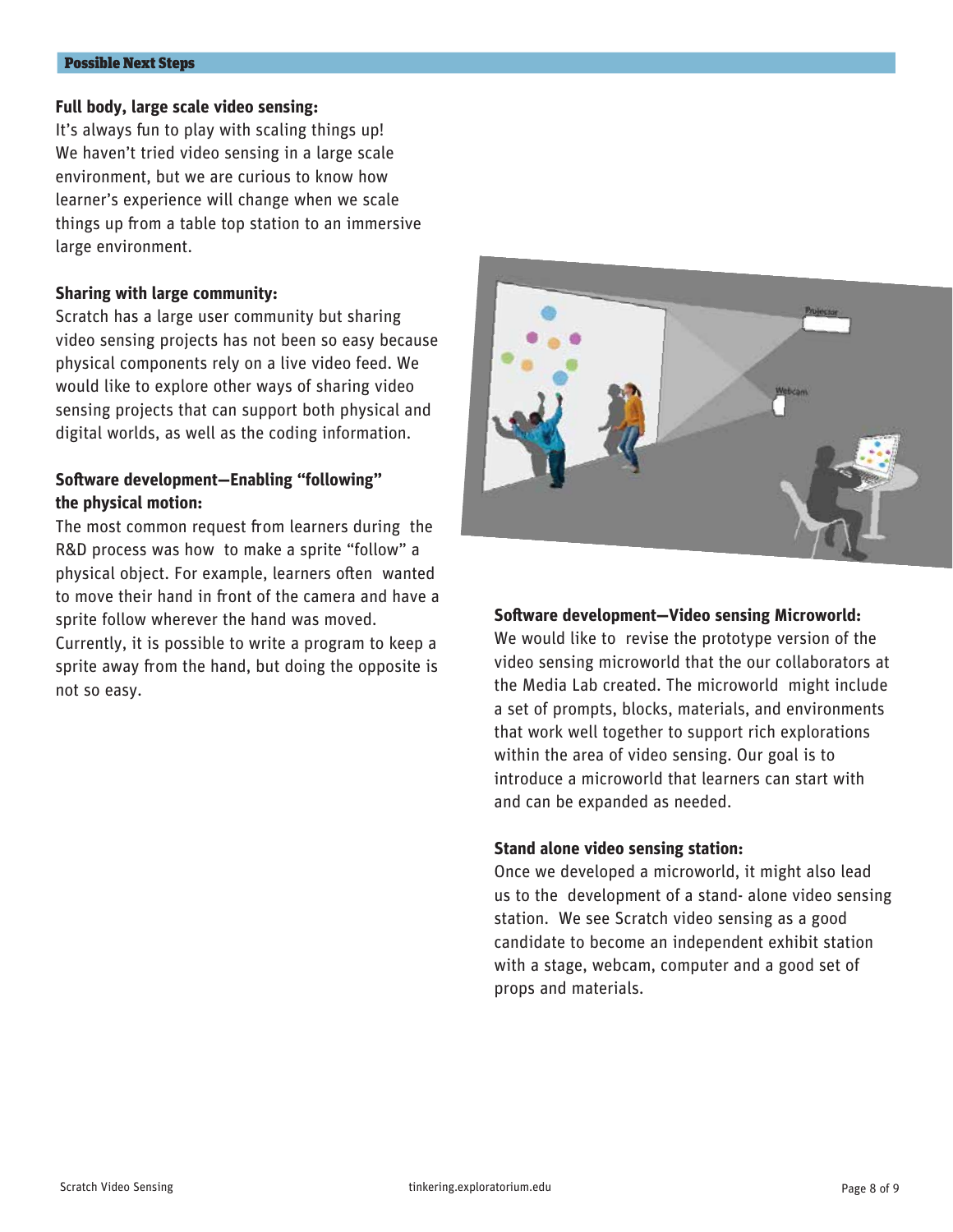## Possible Next Steps

**Full body, large scale video sensing:**
It's always fun to play with scaling things up! We haven't tried video sensing in a large scale environment, but we are curious to know how learner's experience will change when we scale things up from a table top station to an immersive large environment.

**Sharing with large community:**
Scratch has a large user community but sharing video sensing projects has not been so easy because physical components rely on a live video feed. We would like to explore other ways of sharing video sensing projects that can support both physical and digital worlds, as well as the coding information.

**Software development—Enabling "following" the physical motion:**
The most common request from learners during the R&D process was how to make a sprite "follow" a physical object. For example, learners often wanted to move their hand in front of the camera and have a sprite follow wherever the hand was moved. Currently, it is possible to write a program to keep a sprite away from the hand, but doing the opposite is not so easy.

**Software development—Video sensing Microworld:**
We would like to revise the prototype version of the video sensing microworld that the our collaborators at the Media Lab created. The microworld might include a set of prompts, blocks, materials, and environments that work well together to support rich explorations within the area of video sensing. Our goal is to introduce a microworld that learners can start with and can be expanded as needed.

**Stand alone video sensing station:**
Once we developed a microworld, it might also lead us to the development of a stand- alone video sensing station. We see Scratch video sensing as a good candidate to become an independent exhibit station with a stage, webcam, computer and a good set of props and materials.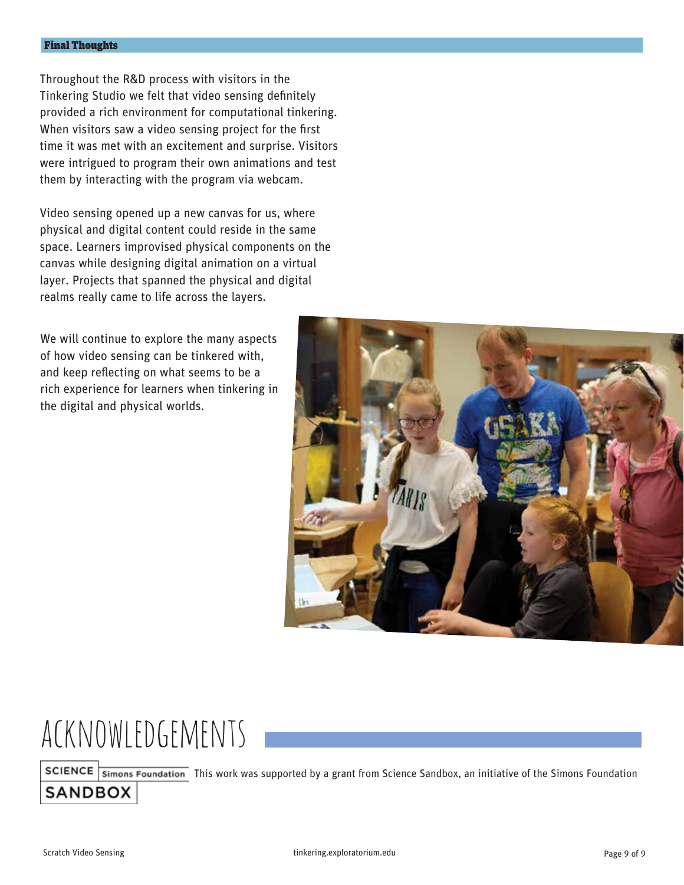## Final Thoughts

Throughout the R&D process with visitors in the Tinkering Studio we felt that video sensing definitely provided a rich environment for computational tinkering. When visitors saw a video sensing project for the first time it was met with an excitement and surprise. Visitors were intrigued to program their own animations and test them by interacting with the program via webcam.

Video sensing opened up a new canvas for us, where physical and digital content could reside in the same space. Learners improvised physical components on the canvas while designing digital animation on a virtual layer. Projects that spanned the physical and digital realms really came to life across the layers.

We will continue to explore the many aspects of how video sensing can be tinkered with, and keep reflecting on what seems to be a rich experience for learners when tinkering in the digital and physical worlds.

# ACKNOWLEDGEMENTS

SCIENCE SANDBOX Simons Foundation

This work was supported by a grant from Science Sandbox, an initiative of the Simons Foundation